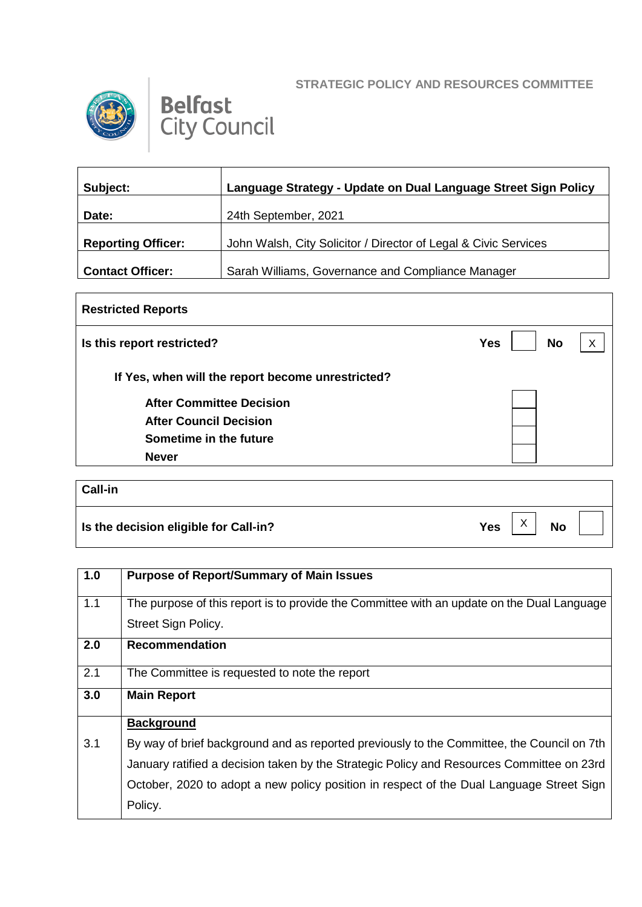STRATEGIC POLICY AND RESOURCES COMMITTEE

**Belfast City Council**

| | |
|---|---|
| **Subject:** | **Language Strategy - Update on Dual Language Street Sign Policy** |
| **Date:** | 24th September, 2021 |
| **Reporting Officer:** | John Walsh, City Solicitor / Director of Legal & Civic Services |
| **Contact Officer:** | Sarah Williams, Governance and Compliance Manager |

| **Restricted Reports** | | | | |
|---|---|---|---|---|
| **Is this report restricted?** | **Yes** | | **No** | X |
| **If Yes, when will the report become unrestricted?** | | | | |
| **After Committee Decision** | | | | |
| **After Council Decision** | | | | |
| **Sometime in the future** | | | | |
| **Never** | | | | |

| **Call-in** | | | | |
|---|---|---|---|---|
| **Is the decision eligible for Call-in?** | **Yes** | X | **No** | |

| | |
|---|---|
| **1.0** | **Purpose of Report/Summary of Main Issues** |
| 1.1 | The purpose of this report is to provide the Committee with an update on the Dual Language Street Sign Policy. |
| **2.0** | **Recommendation** |
| 2.1 | The Committee is requested to note the report |
| **3.0** | **Main Report** |
| | **<u>Background</u>** |
| 3.1 | By way of brief background and as reported previously to the Committee, the Council on 7th January ratified a decision taken by the Strategic Policy and Resources Committee on 23rd October, 2020 to adopt a new policy position in respect of the Dual Language Street Sign Policy. |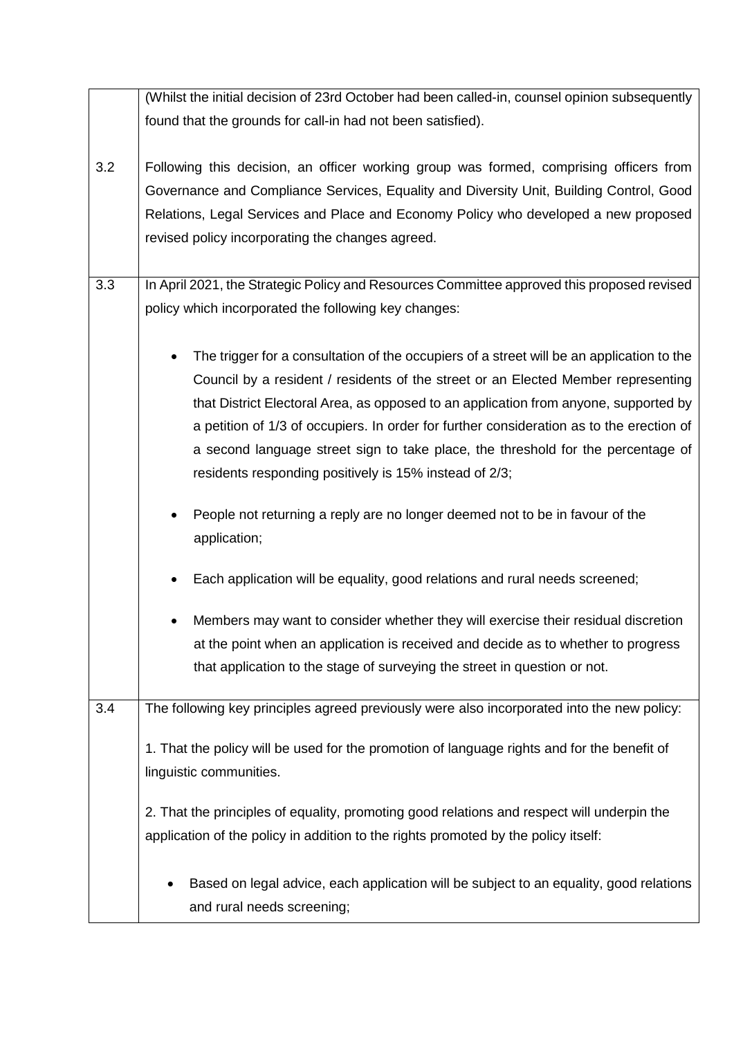|  |  |
|---|---|
|  | (Whilst the initial decision of 23rd October had been called-in, counsel opinion subsequently found that the grounds for call-in had not been satisfied). |
| 3.2 | Following this decision, an officer working group was formed, comprising officers from Governance and Compliance Services, Equality and Diversity Unit, Building Control, Good Relations, Legal Services and Place and Economy Policy who developed a new proposed revised policy incorporating the changes agreed. |
| 3.3 | In April 2021, the Strategic Policy and Resources Committee approved this proposed revised policy which incorporated the following key changes:<br><br>• The trigger for a consultation of the occupiers of a street will be an application to the Council by a resident / residents of the street or an Elected Member representing that District Electoral Area, as opposed to an application from anyone, supported by a petition of 1/3 of occupiers. In order for further consideration as to the erection of a second language street sign to take place, the threshold for the percentage of residents responding positively is 15% instead of 2/3;<br><br>• People not returning a reply are no longer deemed not to be in favour of the application;<br><br>• Each application will be equality, good relations and rural needs screened;<br><br>• Members may want to consider whether they will exercise their residual discretion at the point when an application is received and decide as to whether to progress that application to the stage of surveying the street in question or not. |
| 3.4 | The following key principles agreed previously were also incorporated into the new policy:<br><br>1. That the policy will be used for the promotion of language rights and for the benefit of linguistic communities.<br><br>2. That the principles of equality, promoting good relations and respect will underpin the application of the policy in addition to the rights promoted by the policy itself:<br><br>• Based on legal advice, each application will be subject to an equality, good relations and rural needs screening; |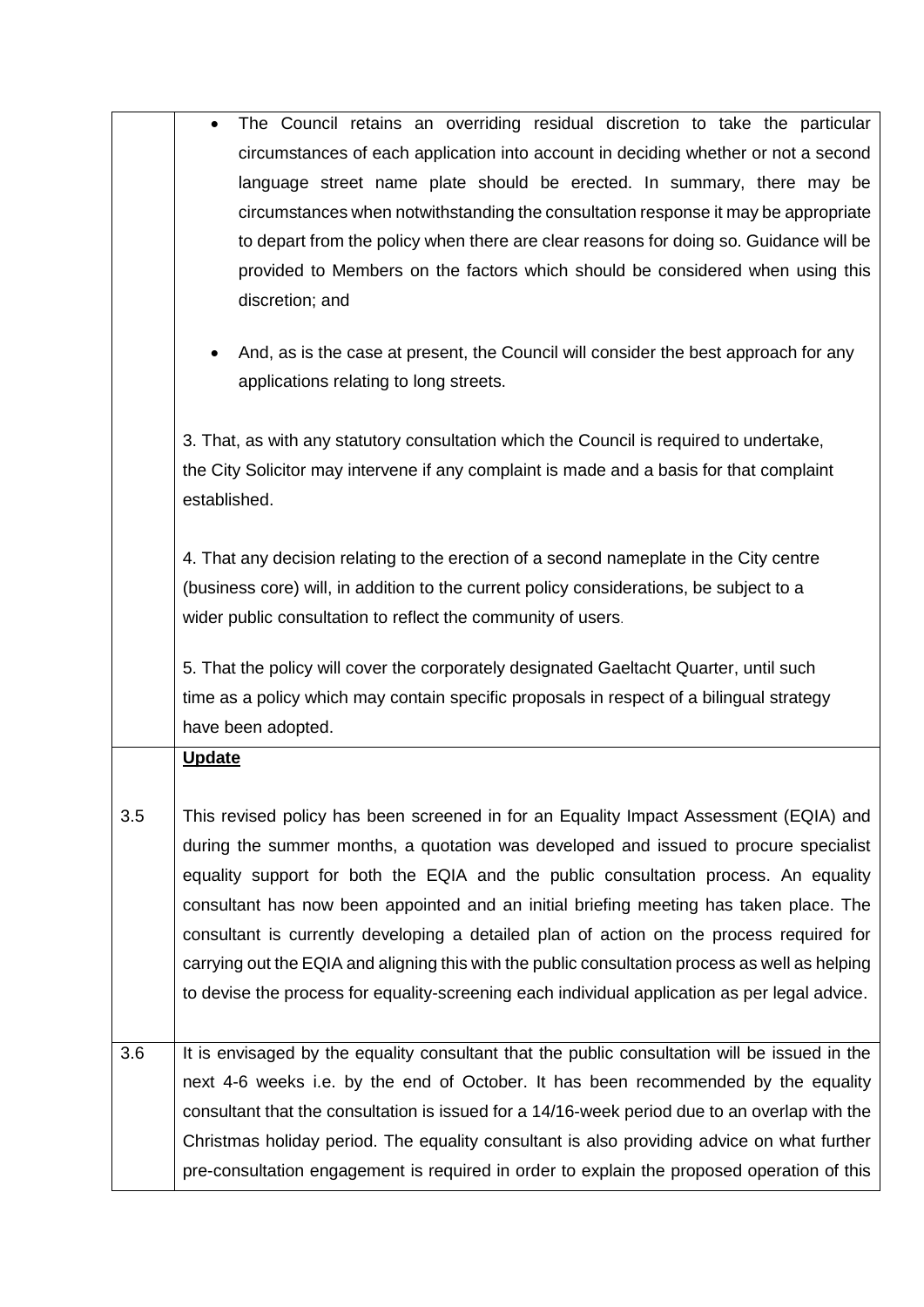- The Council retains an overriding residual discretion to take the particular circumstances of each application into account in deciding whether or not a second language street name plate should be erected. In summary, there may be circumstances when notwithstanding the consultation response it may be appropriate to depart from the policy when there are clear reasons for doing so. Guidance will be provided to Members on the factors which should be considered when using this discretion; and

- And, as is the case at present, the Council will consider the best approach for any applications relating to long streets.

3. That, as with any statutory consultation which the Council is required to undertake, the City Solicitor may intervene if any complaint is made and a basis for that complaint established.

4. That any decision relating to the erection of a second nameplate in the City centre (business core) will, in addition to the current policy considerations, be subject to a wider public consultation to reflect the community of users.

5. That the policy will cover the corporately designated Gaeltacht Quarter, until such time as a policy which may contain specific proposals in respect of a bilingual strategy have been adopted.

**Update**

3.5 This revised policy has been screened in for an Equality Impact Assessment (EQIA) and during the summer months, a quotation was developed and issued to procure specialist equality support for both the EQIA and the public consultation process. An equality consultant has now been appointed and an initial briefing meeting has taken place. The consultant is currently developing a detailed plan of action on the process required for carrying out the EQIA and aligning this with the public consultation process as well as helping to devise the process for equality-screening each individual application as per legal advice.

3.6 It is envisaged by the equality consultant that the public consultation will be issued in the next 4-6 weeks i.e. by the end of October. It has been recommended by the equality consultant that the consultation is issued for a 14/16-week period due to an overlap with the Christmas holiday period. The equality consultant is also providing advice on what further pre-consultation engagement is required in order to explain the proposed operation of this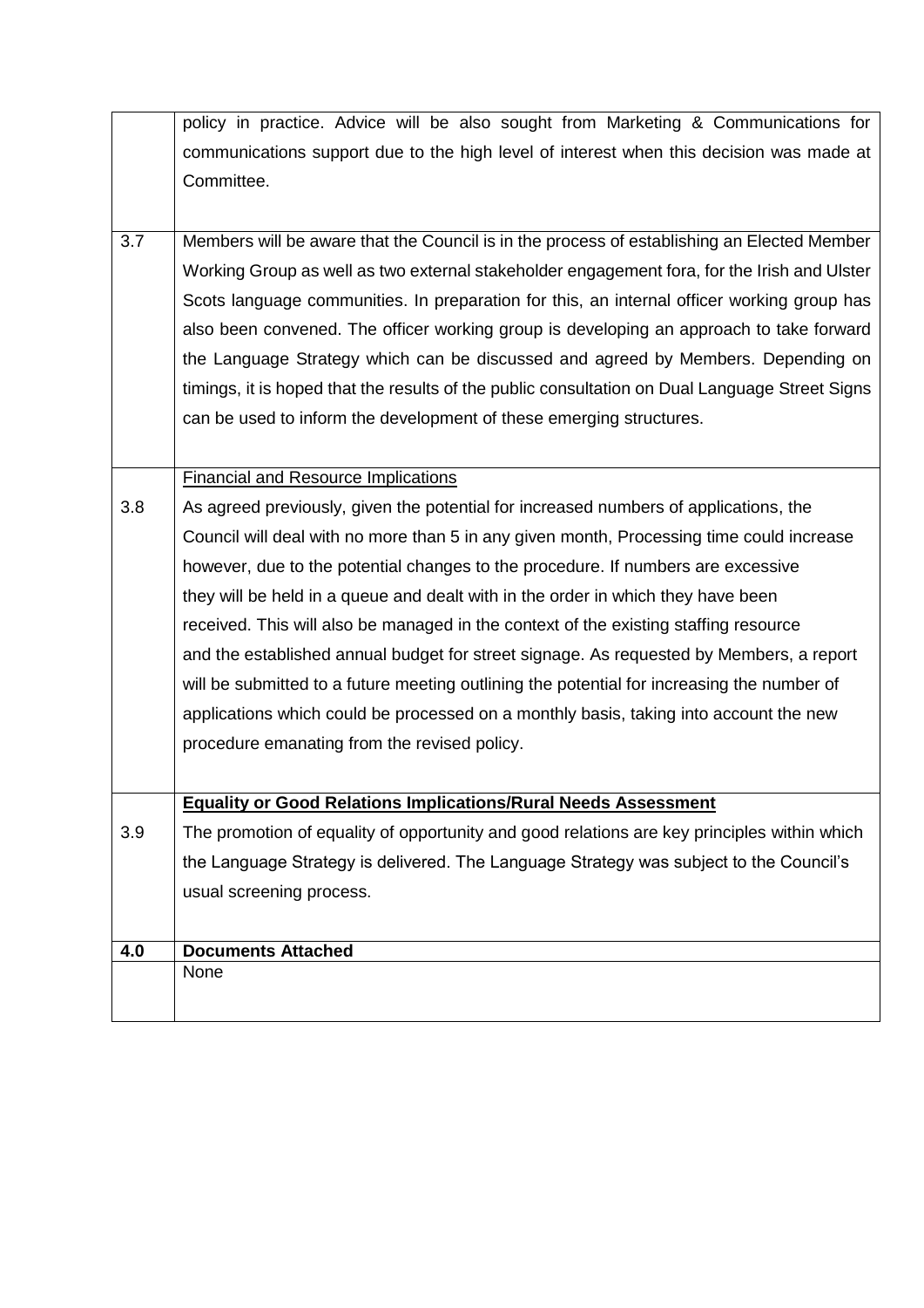| | |
|---|---|
| | policy in practice. Advice will be also sought from Marketing & Communications for communications support due to the high level of interest when this decision was made at Committee. |
| 3.7 | Members will be aware that the Council is in the process of establishing an Elected Member Working Group as well as two external stakeholder engagement fora, for the Irish and Ulster Scots language communities. In preparation for this, an internal officer working group has also been convened. The officer working group is developing an approach to take forward the Language Strategy which can be discussed and agreed by Members. Depending on timings, it is hoped that the results of the public consultation on Dual Language Street Signs can be used to inform the development of these emerging structures. |
| 3.8 | Financial and Resource Implications<br>As agreed previously, given the potential for increased numbers of applications, the Council will deal with no more than 5 in any given month, Processing time could increase however, due to the potential changes to the procedure. If numbers are excessive they will be held in a queue and dealt with in the order in which they have been received. This will also be managed in the context of the existing staffing resource and the established annual budget for street signage. As requested by Members, a report will be submitted to a future meeting outlining the potential for increasing the number of applications which could be processed on a monthly basis, taking into account the new procedure emanating from the revised policy. |
| 3.9 | **Equality or Good Relations Implications/Rural Needs Assessment**<br>The promotion of equality of opportunity and good relations are key principles within which the Language Strategy is delivered. The Language Strategy was subject to the Council's usual screening process. |
| **4.0** | **Documents Attached** |
| | None |